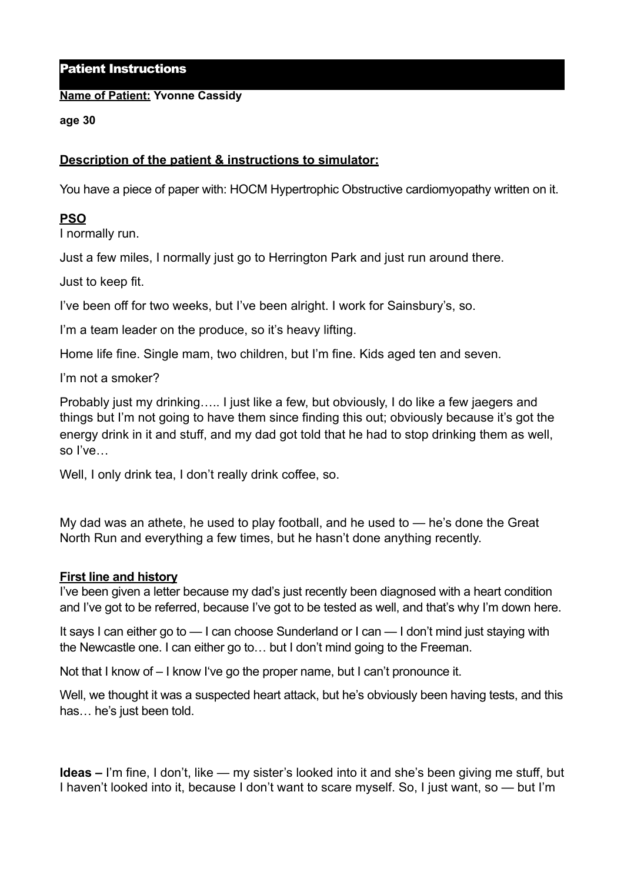## Patient Instructions

**Name of Patient: Yvonne Cassidy**

**age 30**

**Description of the patient & instructions to simulator:**

You have a piece of paper with: HOCM Hypertrophic Obstructive cardiomyopathy written on it.

**PSO**

I normally run.

Just a few miles, I normally just go to Herrington Park and just run around there.

Just to keep fit.

I've been off for two weeks, but I've been alright. I work for Sainsbury's, so.

I'm a team leader on the produce, so it's heavy lifting.

Home life fine. Single mam, two children, but I'm fine. Kids aged ten and seven.

I'm not a smoker?

Probably just my drinking….. I just like a few, but obviously, I do like a few jaegers and things but I'm not going to have them since finding this out; obviously because it's got the energy drink in it and stuff, and my dad got told that he had to stop drinking them as well, so I've…

Well, I only drink tea, I don't really drink coffee, so.

My dad was an athete, he used to play football, and he used to — he's done the Great North Run and everything a few times, but he hasn't done anything recently.

**First line and history**

I've been given a letter because my dad's just recently been diagnosed with a heart condition and I've got to be referred, because I've got to be tested as well, and that's why I'm down here.

It says I can either go to — I can choose Sunderland or I can — I don't mind just staying with the Newcastle one. I can either go to… but I don't mind going to the Freeman.

Not that I know of – I know I've go the proper name, but I can't pronounce it.

Well, we thought it was a suspected heart attack, but he's obviously been having tests, and this has… he's just been told.

**Ideas –** I'm fine, I don't, like — my sister's looked into it and she's been giving me stuff, but I haven't looked into it, because I don't want to scare myself. So, I just want, so — but I'm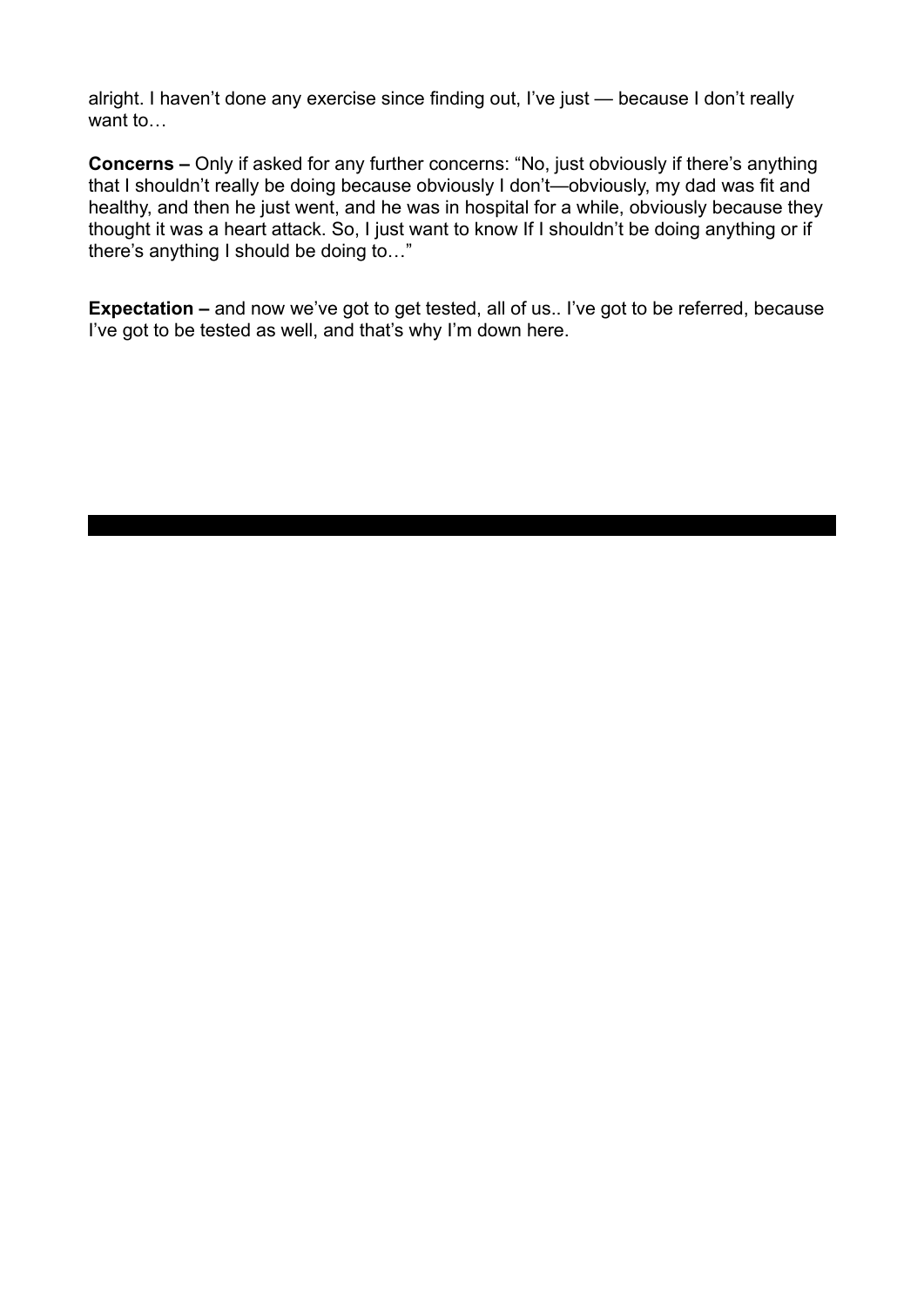alright. I haven't done any exercise since finding out, I've just — because I don't really want to…

**Concerns –** Only if asked for any further concerns: "No, just obviously if there's anything that I shouldn't really be doing because obviously I don't—obviously, my dad was fit and healthy, and then he just went, and he was in hospital for a while, obviously because they thought it was a heart attack. So, I just want to know If I shouldn't be doing anything or if there's anything I should be doing to…"

**Expectation –** and now we've got to get tested, all of us.. I've got to be referred, because I've got to be tested as well, and that's why I'm down here.